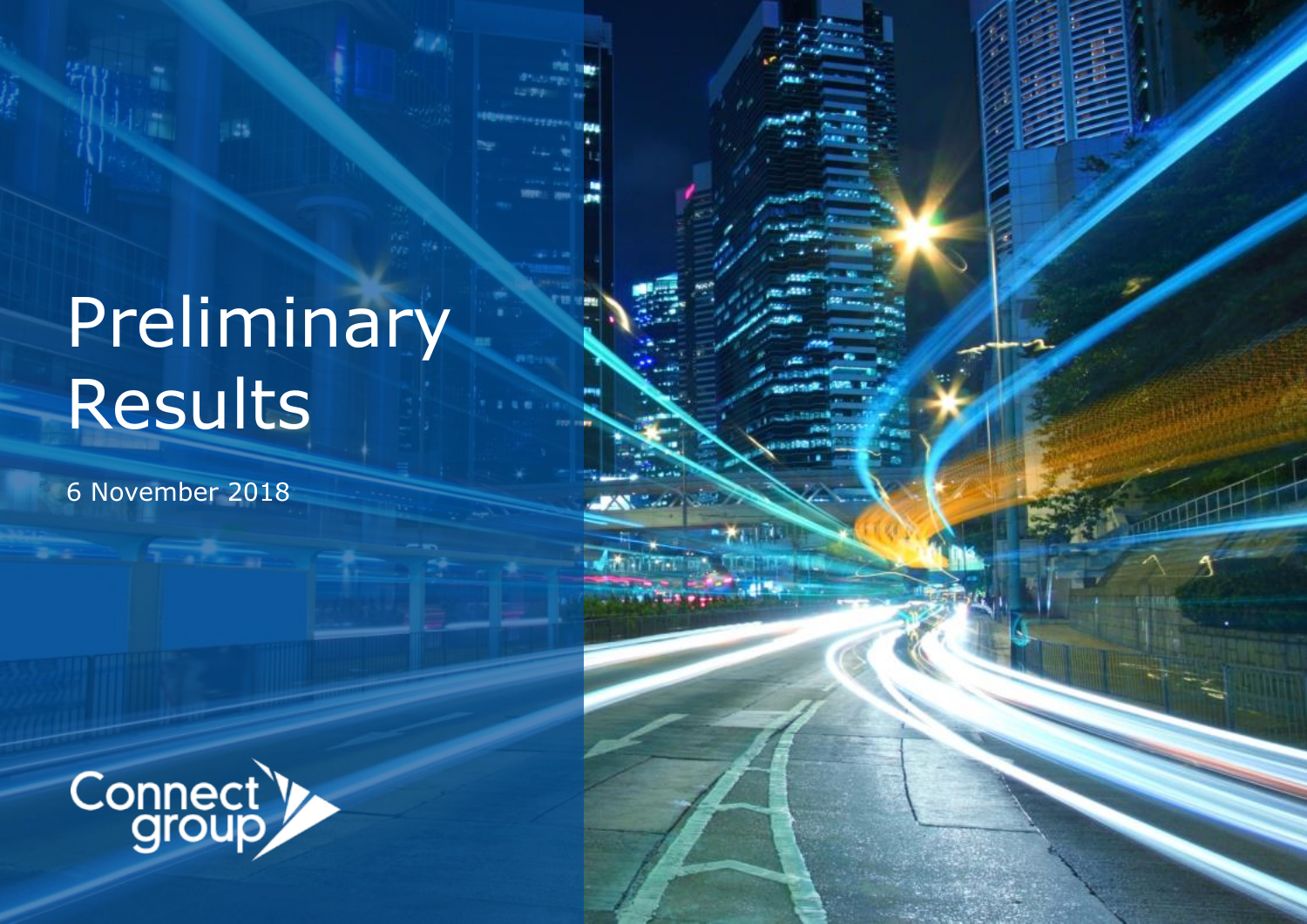# Preliminary Results

6 November 2018

Connect group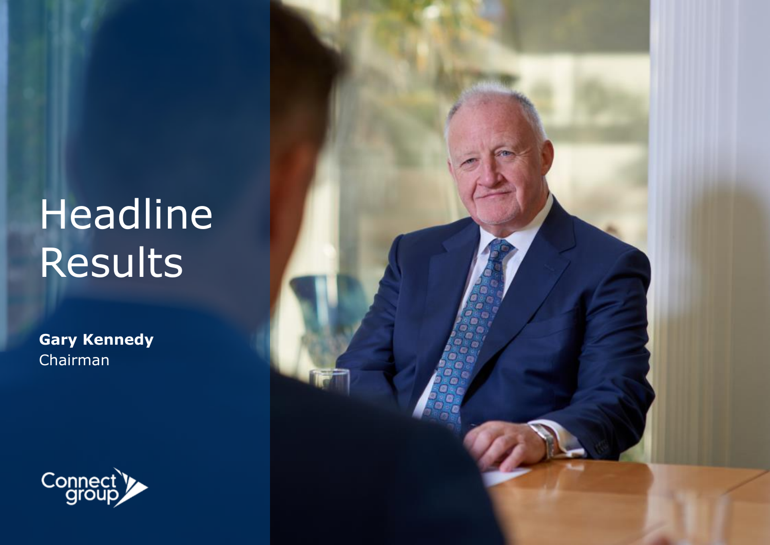# Headline Results

**Gary Kennedy**
Chairman

Connect group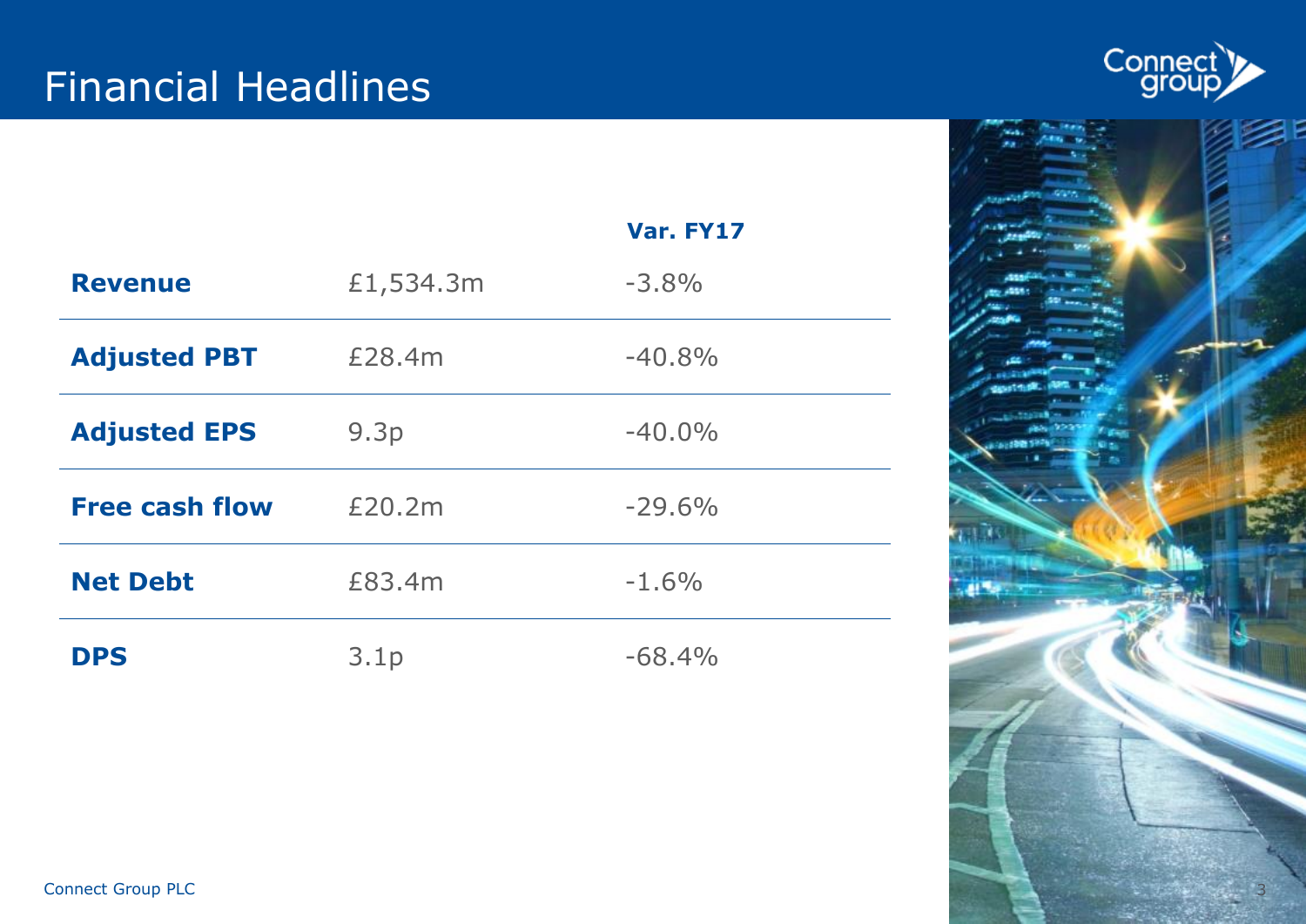# Financial Headlines

| | | Var. FY17 |
|---|---|---|
| **Revenue** | £1,534.3m | -3.8% |
| **Adjusted PBT** | £28.4m | -40.8% |
| **Adjusted EPS** | 9.3p | -40.0% |
| **Free cash flow** | £20.2m | -29.6% |
| **Net Debt** | £83.4m | -1.6% |
| **DPS** | 3.1p | -68.4% |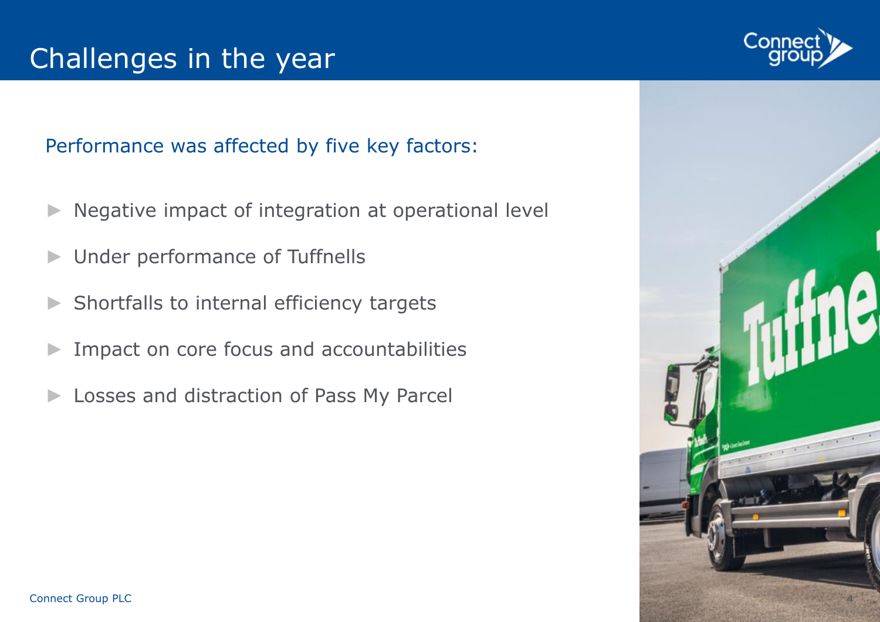# Challenges in the year

Performance was affected by five key factors:

- Negative impact of integration at operational level
- Under performance of Tuffnells
- Shortfalls to internal efficiency targets
- Impact on core focus and accountabilities
- Losses and distraction of Pass My Parcel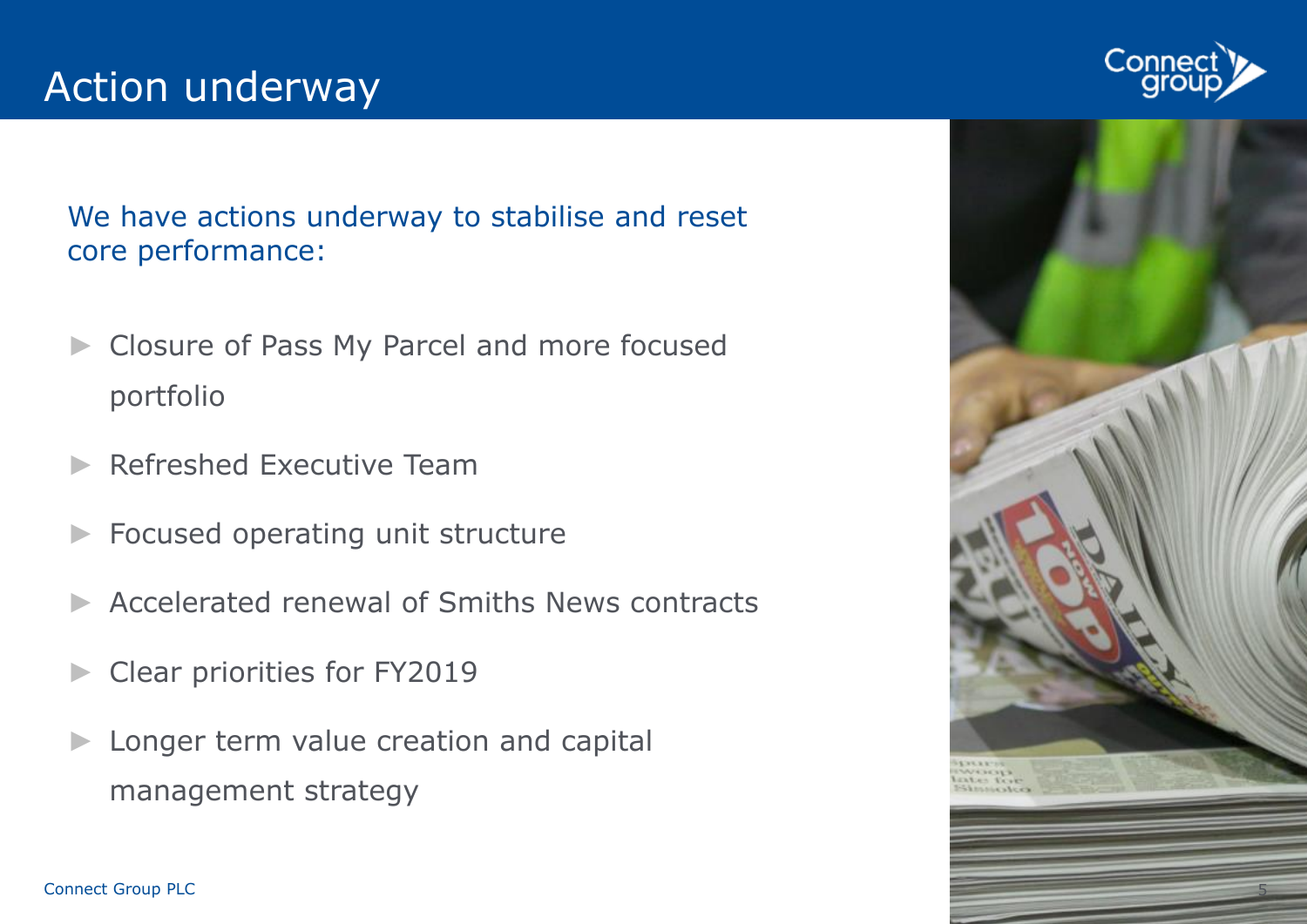# Action underway

We have actions underway to stabilise and reset core performance:

- Closure of Pass My Parcel and more focused portfolio
- Refreshed Executive Team
- Focused operating unit structure
- Accelerated renewal of Smiths News contracts
- Clear priorities for FY2019
- Longer term value creation and capital management strategy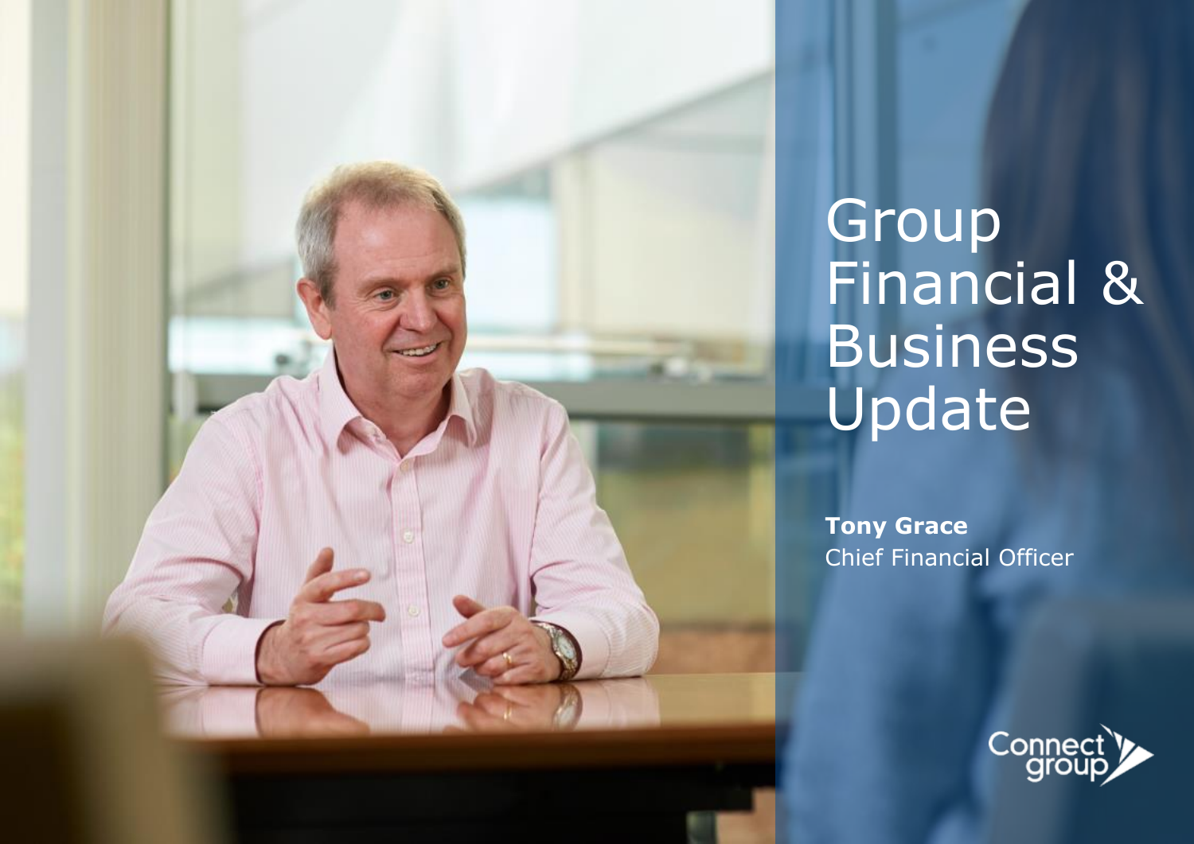# Group Financial & Business Update

**Tony Grace**
Chief Financial Officer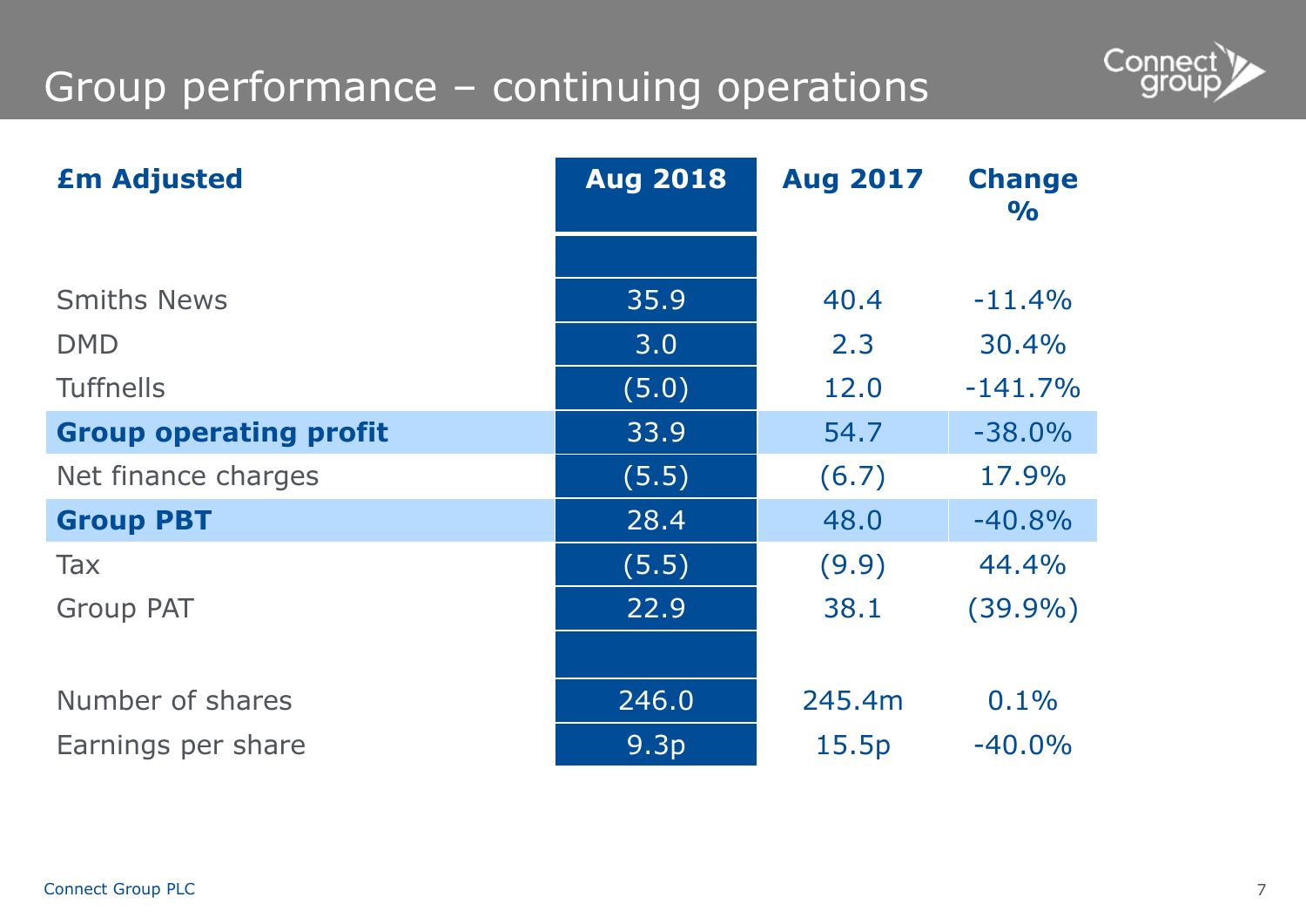# Group performance – continuing operations

| £m Adjusted | Aug 2018 | Aug 2017 | Change % |
|---|---|---|---|
| Smiths News | 35.9 | 40.4 | -11.4% |
| DMD | 3.0 | 2.3 | 30.4% |
| Tuffnells | (5.0) | 12.0 | -141.7% |
| **Group operating profit** | 33.9 | 54.7 | -38.0% |
| Net finance charges | (5.5) | (6.7) | 17.9% |
| **Group PBT** | 28.4 | 48.0 | -40.8% |
| Tax | (5.5) | (9.9) | 44.4% |
| Group PAT | 22.9 | 38.1 | (39.9%) |
| | | | |
| Number of shares | 246.0 | 245.4m | 0.1% |
| Earnings per share | 9.3p | 15.5p | -40.0% |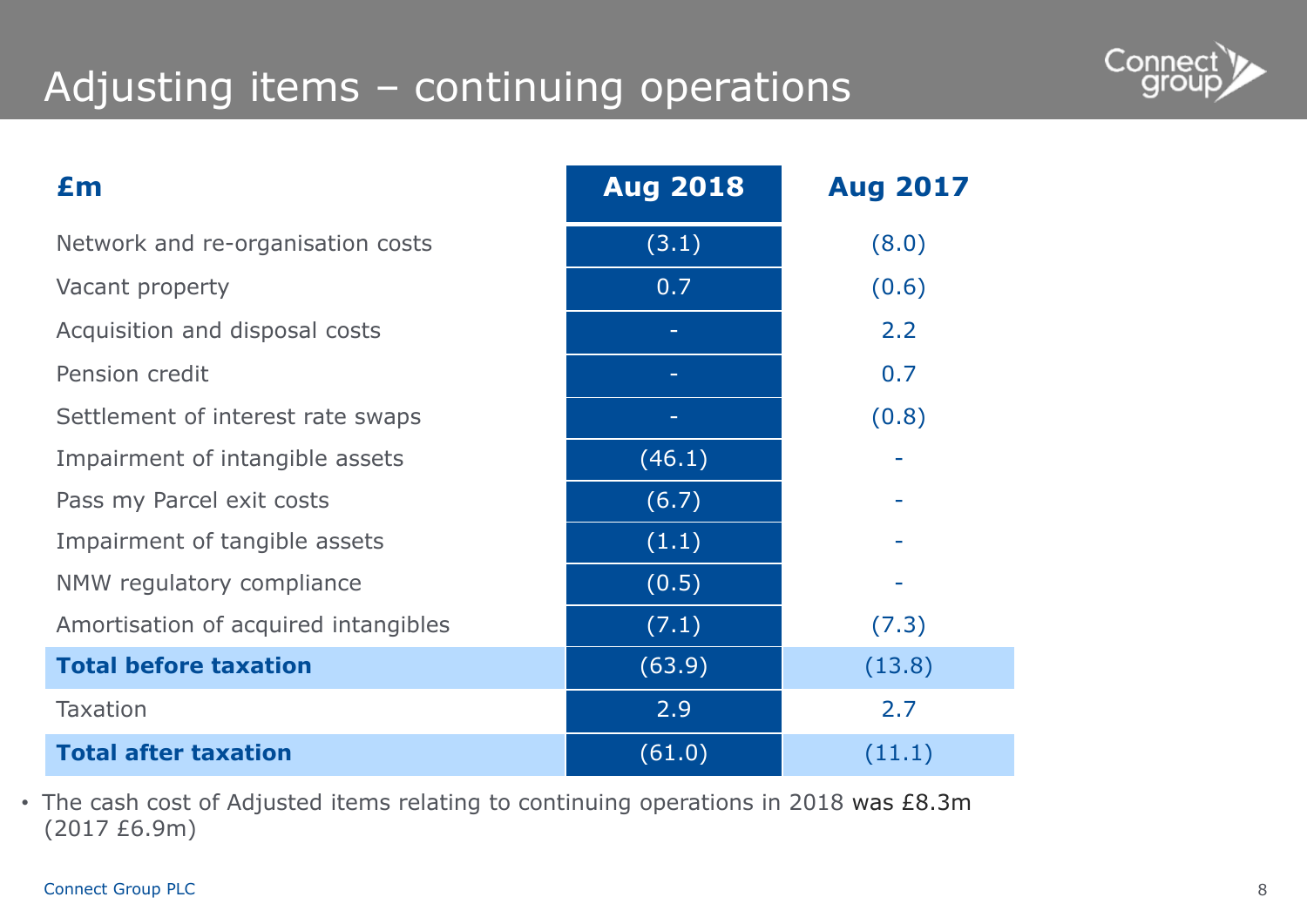# Adjusting items – continuing operations

| £m | Aug 2018 | Aug 2017 |
|---|---|---|
| Network and re-organisation costs | (3.1) | (8.0) |
| Vacant property | 0.7 | (0.6) |
| Acquisition and disposal costs | - | 2.2 |
| Pension credit | - | 0.7 |
| Settlement of interest rate swaps | - | (0.8) |
| Impairment of intangible assets | (46.1) | - |
| Pass my Parcel exit costs | (6.7) | - |
| Impairment of tangible assets | (1.1) | - |
| NMW regulatory compliance | (0.5) | - |
| Amortisation of acquired intangibles | (7.1) | (7.3) |
| **Total before taxation** | (63.9) | (13.8) |
| Taxation | 2.9 | 2.7 |
| **Total after taxation** | (61.0) | (11.1) |

- The cash cost of Adjusted items relating to continuing operations in 2018 was £8.3m (2017 £6.9m)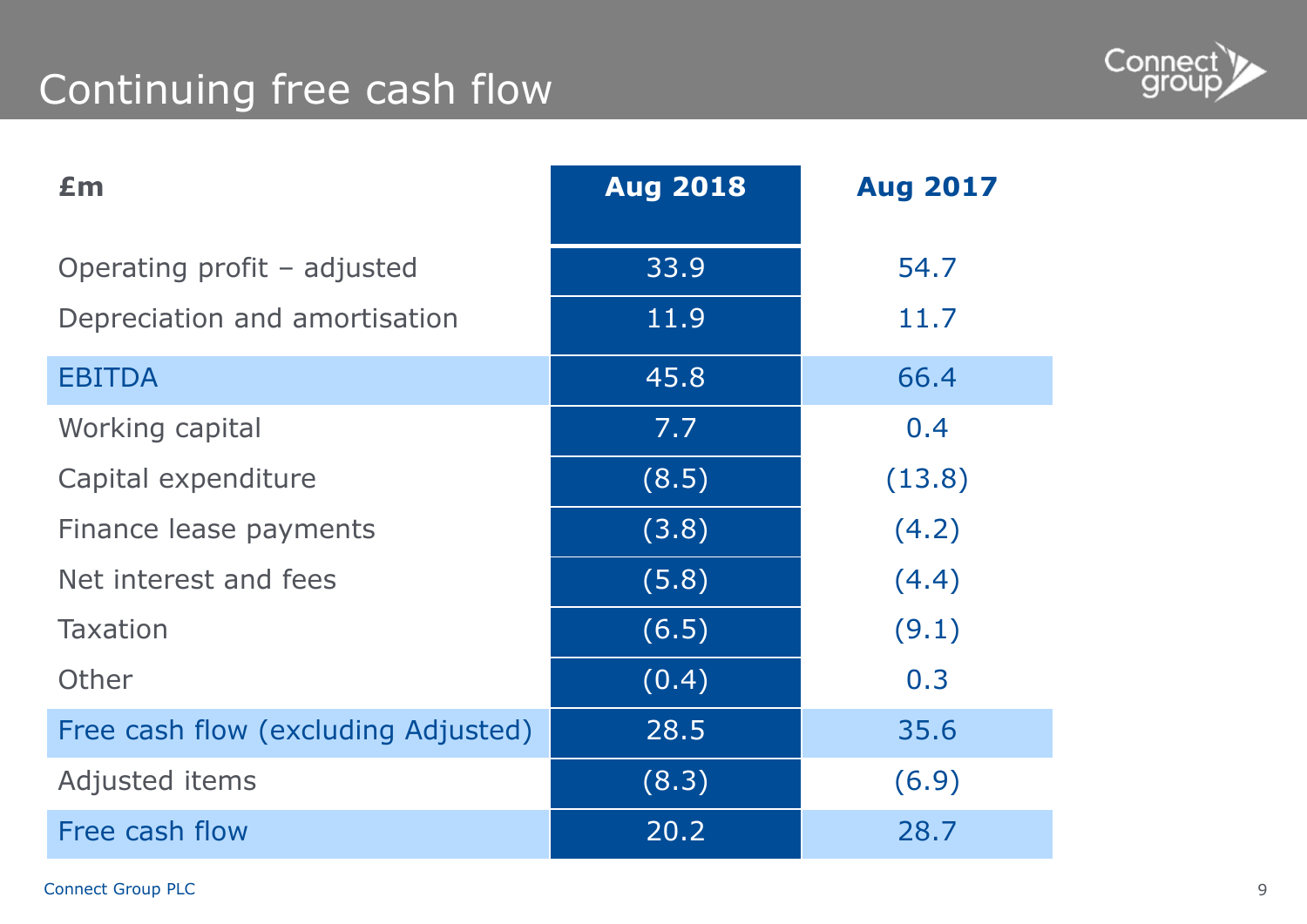# Continuing free cash flow

| £m | Aug 2018 | Aug 2017 |
|---|---|---|
| Operating profit – adjusted | 33.9 | 54.7 |
| Depreciation and amortisation | 11.9 | 11.7 |
| EBITDA | 45.8 | 66.4 |
| Working capital | 7.7 | 0.4 |
| Capital expenditure | (8.5) | (13.8) |
| Finance lease payments | (3.8) | (4.2) |
| Net interest and fees | (5.8) | (4.4) |
| Taxation | (6.5) | (9.1) |
| Other | (0.4) | 0.3 |
| Free cash flow (excluding Adjusted) | 28.5 | 35.6 |
| Adjusted items | (8.3) | (6.9) |
| Free cash flow | 20.2 | 28.7 |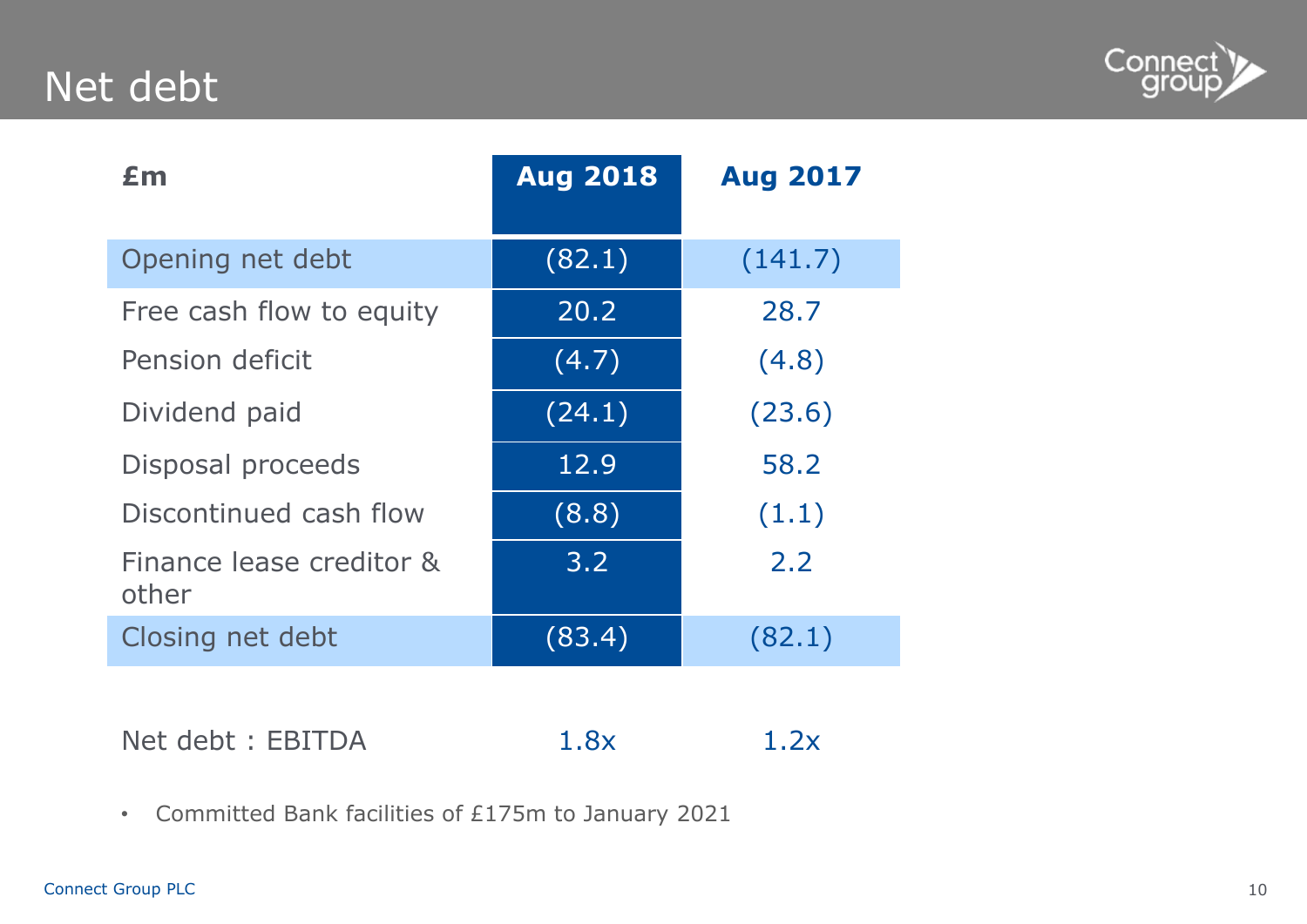# Net debt

| £m | Aug 2018 | Aug 2017 |
|---|---|---|
| Opening net debt | (82.1) | (141.7) |
| Free cash flow to equity | 20.2 | 28.7 |
| Pension deficit | (4.7) | (4.8) |
| Dividend paid | (24.1) | (23.6) |
| Disposal proceeds | 12.9 | 58.2 |
| Discontinued cash flow | (8.8) | (1.1) |
| Finance lease creditor & other | 3.2 | 2.2 |
| Closing net debt | (83.4) | (82.1) |
| | | |
| Net debt : EBITDA | 1.8x | 1.2x |

- Committed Bank facilities of £175m to January 2021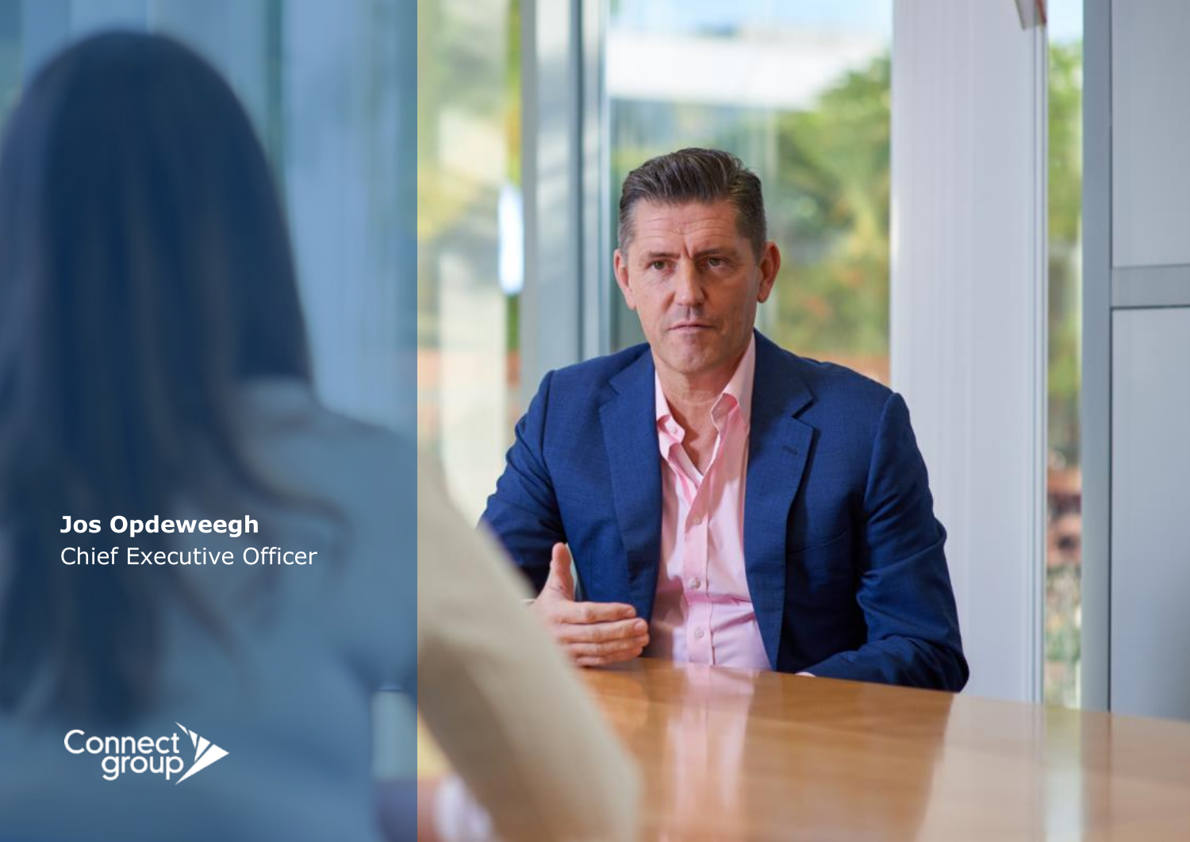**Jos Opdeweegh**
Chief Executive Officer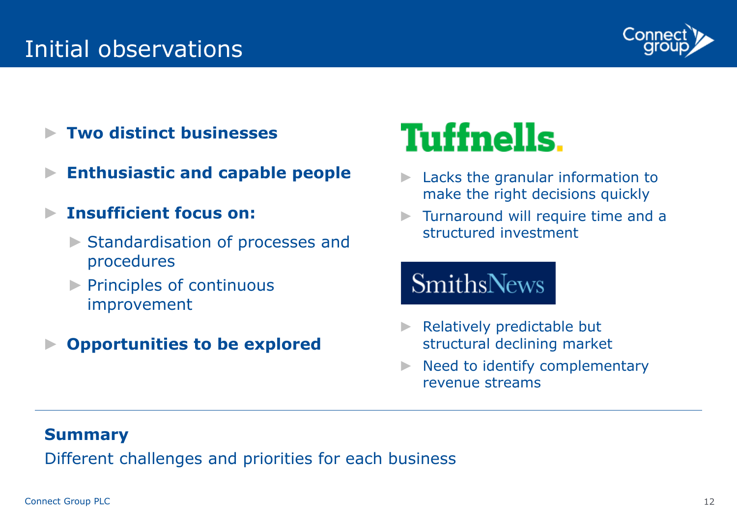# Initial observations

- **Two distinct businesses**
- **Enthusiastic and capable people**
- **Insufficient focus on:**
  - Standardisation of processes and procedures
  - Principles of continuous improvement
- **Opportunities to be explored**

## Tuffnells.

- Lacks the granular information to make the right decisions quickly
- Turnaround will require time and a structured investment

## SmithsNews

- Relatively predictable but structural declining market
- Need to identify complementary revenue streams

**Summary**

Different challenges and priorities for each business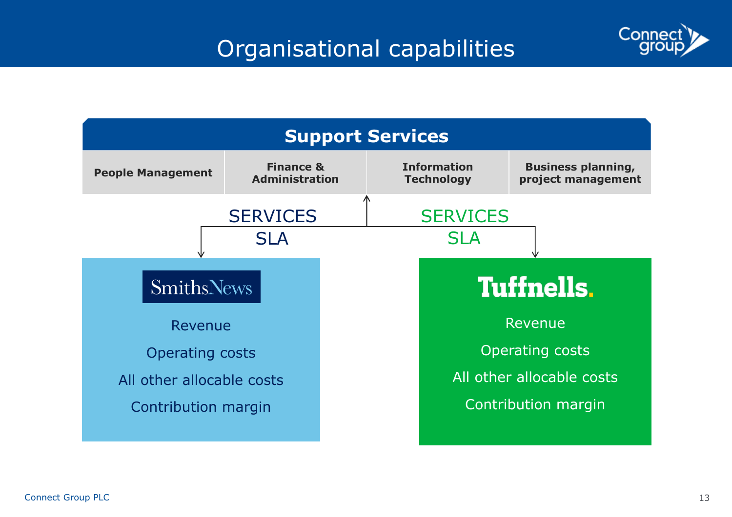# Organisational capabilities

## Support Services

| People Management | Finance & Administration | Information Technology | Business planning, project management |
| --- | --- | --- | --- |

SERVICES
SLA

SERVICES
SLA

### SmithsNews

Revenue

Operating costs

All other allocable costs

Contribution margin

### Tuffnells.

Revenue

Operating costs

All other allocable costs

Contribution margin

Connect Group PLC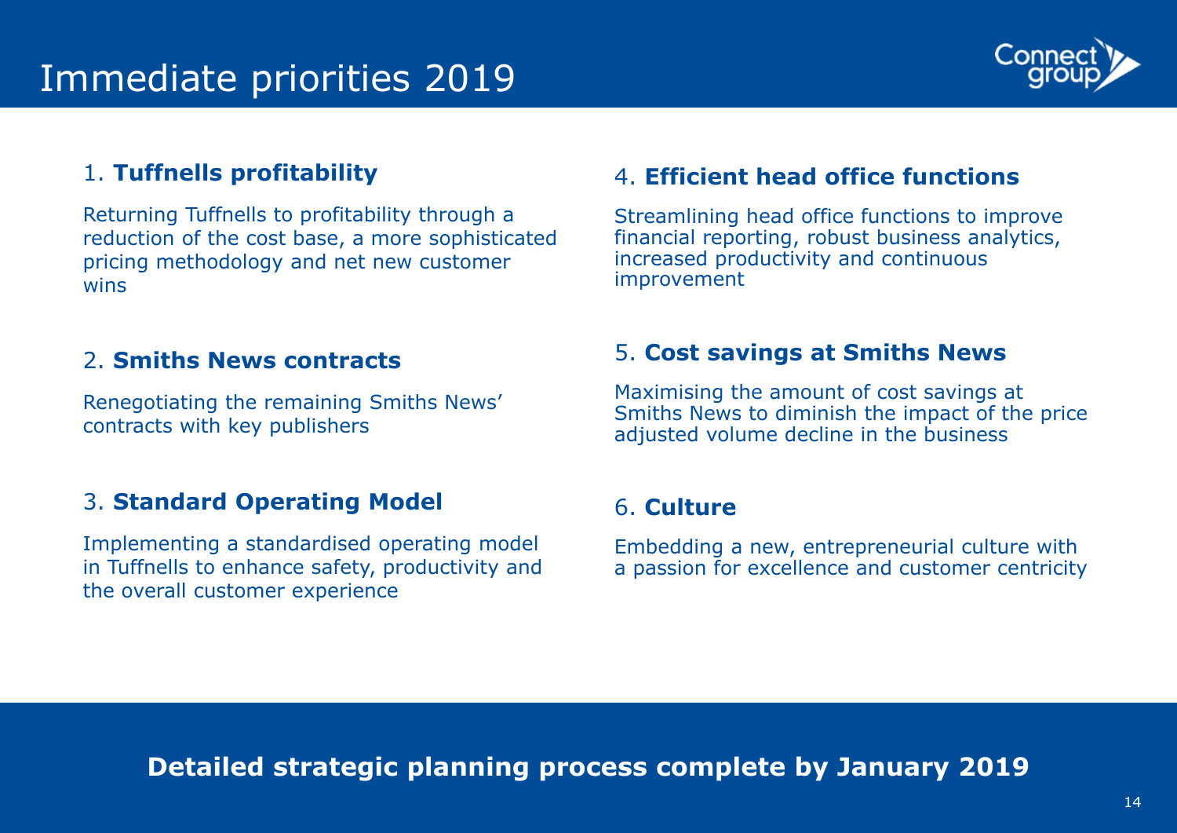# Immediate priorities 2019

1. **Tuffnells profitability**

Returning Tuffnells to profitability through a reduction of the cost base, a more sophisticated pricing methodology and net new customer wins

2. **Smiths News contracts**

Renegotiating the remaining Smiths News' contracts with key publishers

3. **Standard Operating Model**

Implementing a standardised operating model in Tuffnells to enhance safety, productivity and the overall customer experience

4. **Efficient head office functions**

Streamlining head office functions to improve financial reporting, robust business analytics, increased productivity and continuous improvement

5. **Cost savings at Smiths News**

Maximising the amount of cost savings at Smiths News to diminish the impact of the price adjusted volume decline in the business

6. **Culture**

Embedding a new, entrepreneurial culture with a passion for excellence and customer centricity

**Detailed strategic planning process complete by January 2019**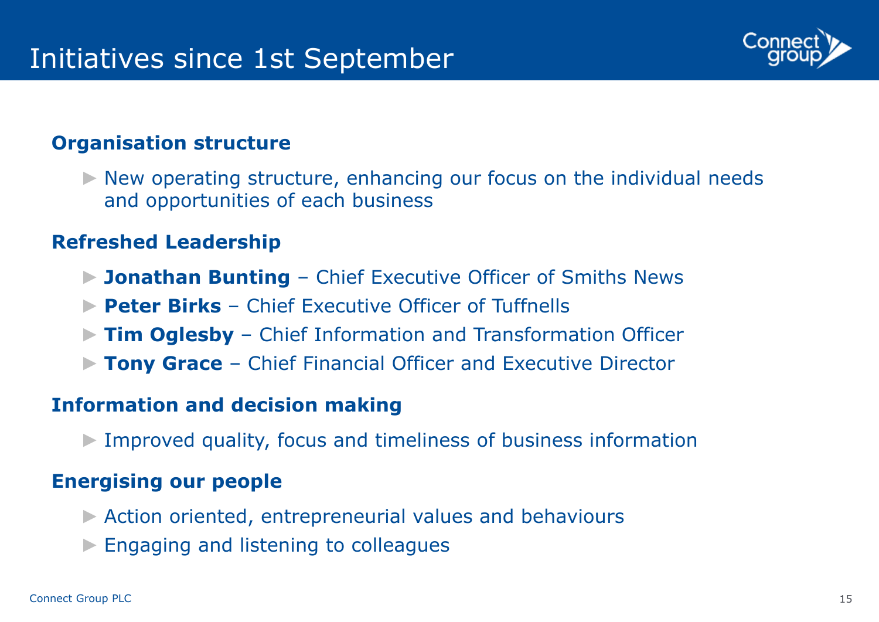# Initiatives since 1st September

### Organisation structure

- New operating structure, enhancing our focus on the individual needs and opportunities of each business

### Refreshed Leadership

- **Jonathan Bunting** – Chief Executive Officer of Smiths News
- **Peter Birks** – Chief Executive Officer of Tuffnells
- **Tim Oglesby** – Chief Information and Transformation Officer
- **Tony Grace** – Chief Financial Officer and Executive Director

### Information and decision making

- Improved quality, focus and timeliness of business information

### Energising our people

- Action oriented, entrepreneurial values and behaviours
- Engaging and listening to colleagues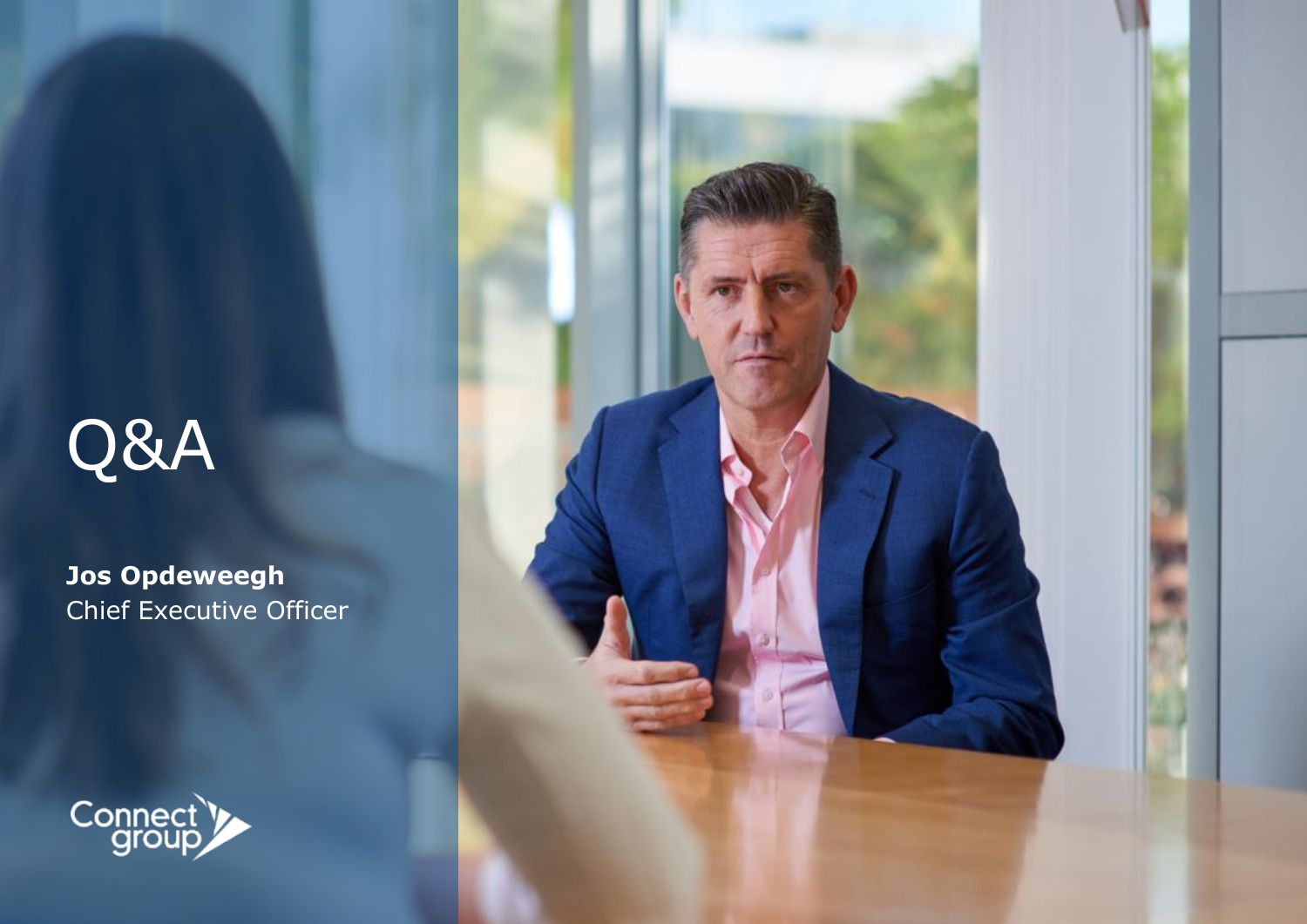# Q&A

**Jos Opdeweegh**
Chief Executive Officer

Connect group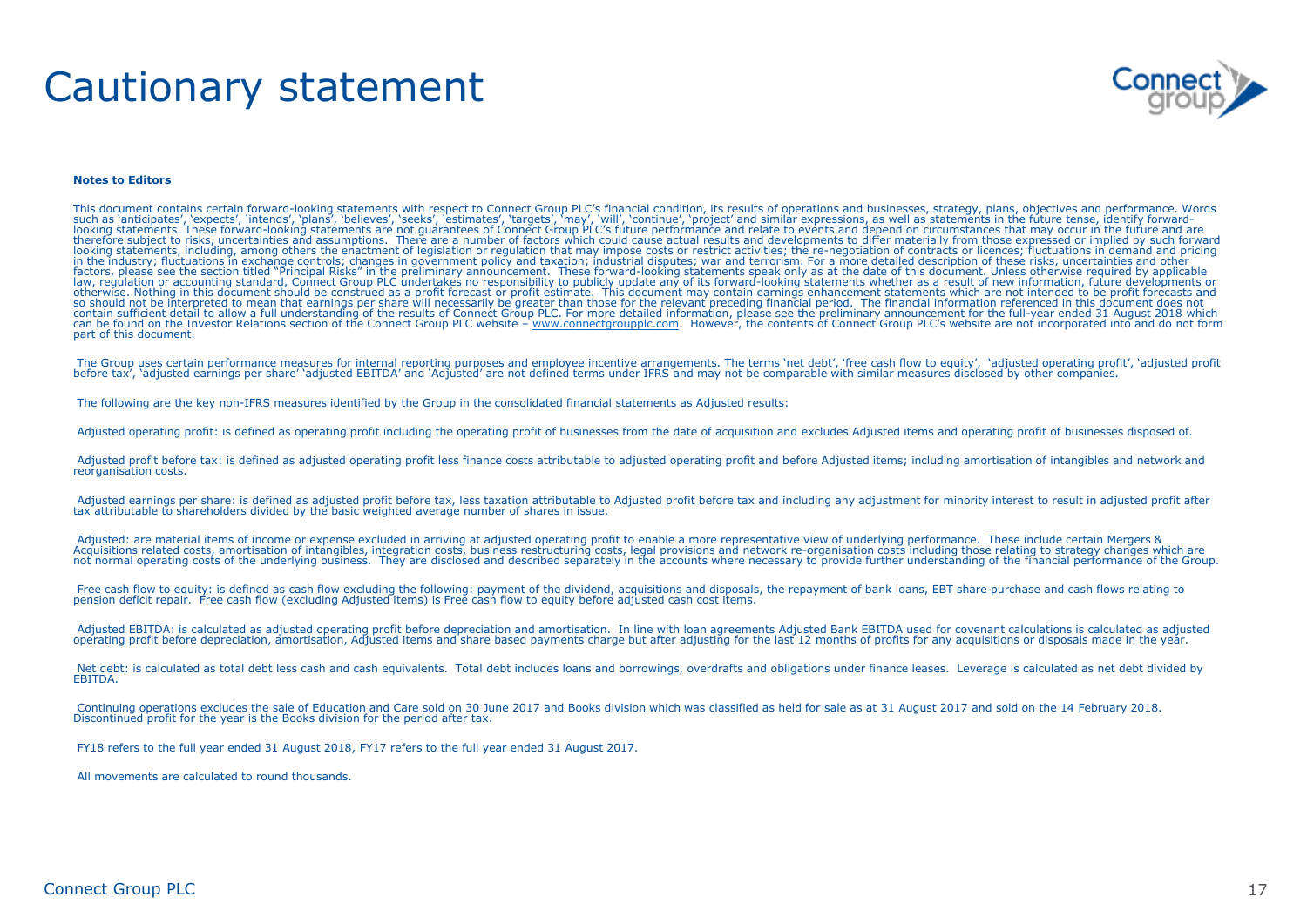# Cautionary statement

**Notes to Editors**

This document contains certain forward-looking statements with respect to Connect Group PLC's financial condition, its results of operations and businesses, strategy, plans, objectives and performance. Words such as 'anticipates', 'expects', 'intends', 'plans', 'believes', 'seeks', 'estimates', 'targets', 'may', 'will', 'continue', 'project' and similar expressions, as well as statements in the future tense, identify forward-looking statements. These forward-looking statements are not guarantees of Connect Group PLC's future performance and relate to events and depend on circumstances that may occur in the future and are therefore subject to risks, uncertainties and assumptions. There are a number of factors which could cause actual results and developments to differ materially from those expressed or implied by such forward looking statements, including, among others the enactment of legislation or regulation that may impose costs or restrict activities; the re-negotiation of contracts or licences; fluctuations in demand and pricing in the industry; fluctuations in exchange controls; changes in government policy and taxation; industrial disputes; war and terrorism. For a more detailed description of these risks, uncertainties and other factors, please see the section titled "Principal Risks" in the preliminary announcement. These forward-looking statements speak only as at the date of this document. Unless otherwise required by applicable law, regulation or accounting standard, Connect Group PLC undertakes no responsibility to publicly update any of its forward-looking statements whether as a result of new information, future developments or otherwise. Nothing in this document should be construed as a profit forecast or profit estimate. This document may contain earnings enhancement statements which are not intended to be profit forecasts and so should not be interpreted to mean that earnings per share will necessarily be greater than those for the relevant preceding financial period. The financial information referenced in this document does not contain sufficient detail to allow a full understanding of the results of Connect Group PLC. For more detailed information, please see the preliminary announcement for the full-year ended 31 August 2018 which can be found on the Investor Relations section of the Connect Group PLC website – www.connectgroupplc.com. However, the contents of Connect Group PLC's website are not incorporated into and do not form part of this document.

The Group uses certain performance measures for internal reporting purposes and employee incentive arrangements. The terms 'net debt', 'free cash flow to equity', 'adjusted operating profit', 'adjusted profit before tax', 'adjusted earnings per share' 'adjusted EBITDA' and 'Adjusted' are not defined terms under IFRS and may not be comparable with similar measures disclosed by other companies.

The following are the key non-IFRS measures identified by the Group in the consolidated financial statements as Adjusted results:

Adjusted operating profit: is defined as operating profit including the operating profit of businesses from the date of acquisition and excludes Adjusted items and operating profit of businesses disposed of.

Adjusted profit before tax: is defined as adjusted operating profit less finance costs attributable to adjusted operating profit and before Adjusted items; including amortisation of intangibles and network and reorganisation costs.

Adjusted earnings per share: is defined as adjusted profit before tax, less taxation attributable to Adjusted profit before tax and including any adjustment for minority interest to result in adjusted profit after tax attributable to shareholders divided by the basic weighted average number of shares in issue.

Adjusted: are material items of income or expense excluded in arriving at adjusted operating profit to enable a more representative view of underlying performance. These include certain Mergers & Acquisitions related costs, amortisation of intangibles, integration costs, business restructuring costs, legal provisions and network re-organisation costs including those relating to strategy changes which are not normal operating costs of the underlying business. They are disclosed and described separately in the accounts where necessary to provide further understanding of the financial performance of the Group.

Free cash flow to equity: is defined as cash flow excluding the following: payment of the dividend, acquisitions and disposals, the repayment of bank loans, EBT share purchase and cash flows relating to pension deficit repair. Free cash flow (excluding Adjusted items) is Free cash flow to equity before adjusted cash cost items.

Adjusted EBITDA: is calculated as adjusted operating profit before depreciation and amortisation. In line with loan agreements Adjusted Bank EBITDA used for covenant calculations is calculated as adjusted operating profit before depreciation, amortisation, Adjusted items and share based payments charge but after adjusting for the last 12 months of profits for any acquisitions or disposals made in the year.

Net debt: is calculated as total debt less cash and cash equivalents. Total debt includes loans and borrowings, overdrafts and obligations under finance leases. Leverage is calculated as net debt divided by EBITDA.

Continuing operations excludes the sale of Education and Care sold on 30 June 2017 and Books division which was classified as held for sale as at 31 August 2017 and sold on the 14 February 2018. Discontinued profit for the year is the Books division for the period after tax.

FY18 refers to the full year ended 31 August 2018, FY17 refers to the full year ended 31 August 2017.

All movements are calculated to round thousands.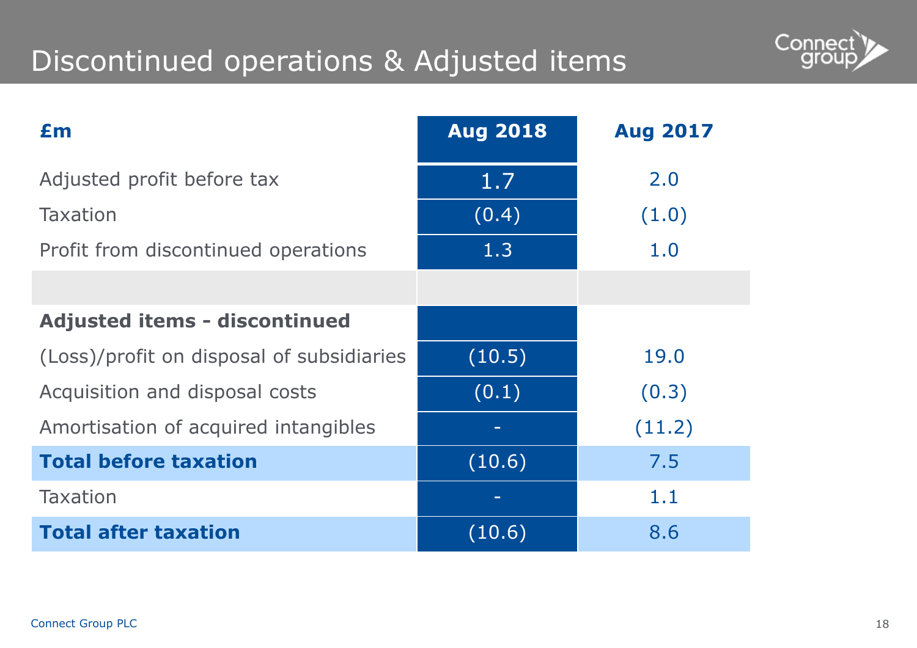# Discontinued operations & Adjusted items

| £m | Aug 2018 | Aug 2017 |
|---|---|---|
| Adjusted profit before tax | 1.7 | 2.0 |
| Taxation | (0.4) | (1.0) |
| Profit from discontinued operations | 1.3 | 1.0 |
| | | |
| **Adjusted items - discontinued** | | |
| (Loss)/profit on disposal of subsidiaries | (10.5) | 19.0 |
| Acquisition and disposal costs | (0.1) | (0.3) |
| Amortisation of acquired intangibles | - | (11.2) |
| **Total before taxation** | (10.6) | 7.5 |
| Taxation | - | 1.1 |
| **Total after taxation** | (10.6) | 8.6 |

Connect Group PLC